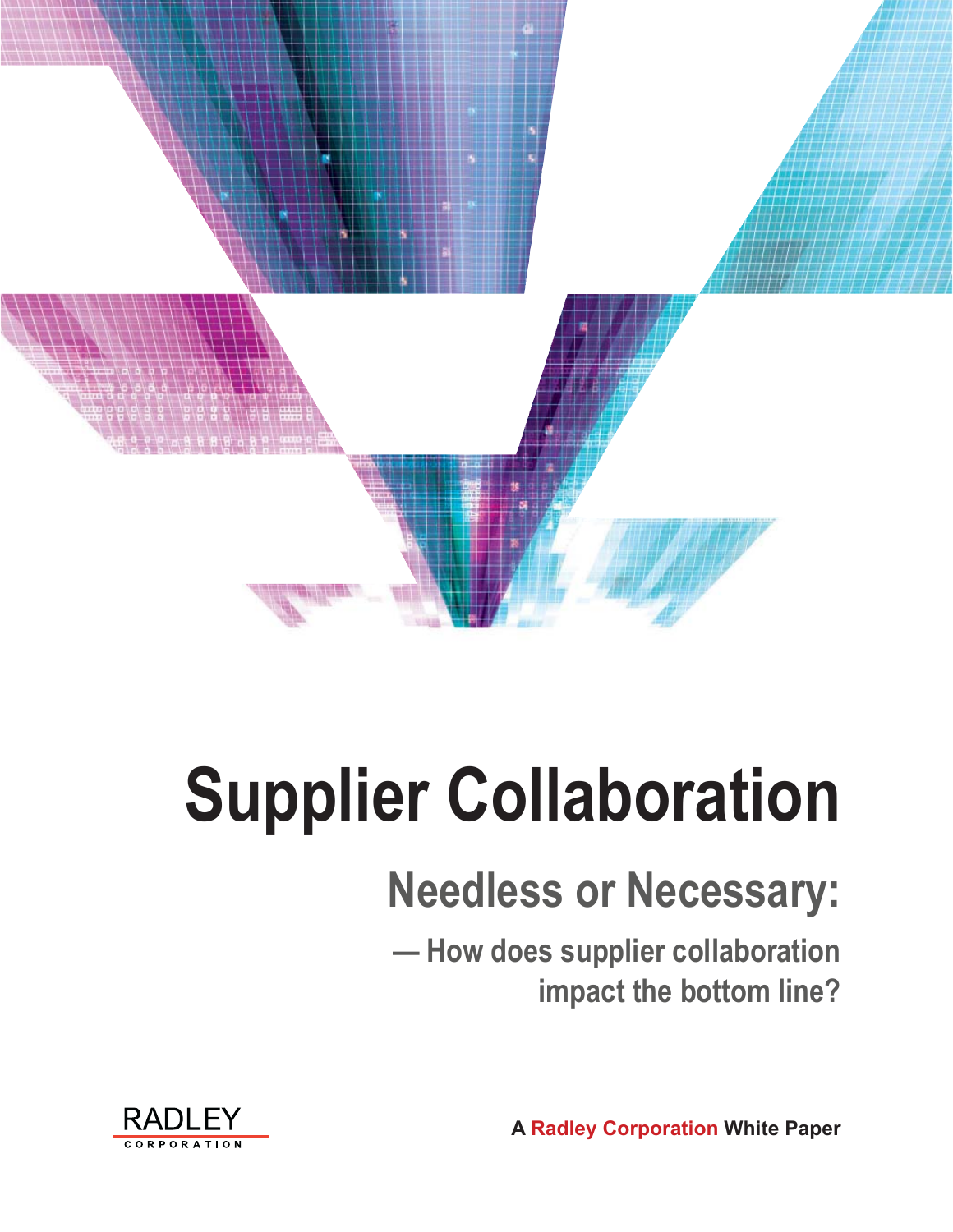# Supplier Collaboration

## Needless or Necessary:

### — How does supplier collaboration impact the bottom line?

RADLEY CORPORATION

A **Radley Corporation** White Paper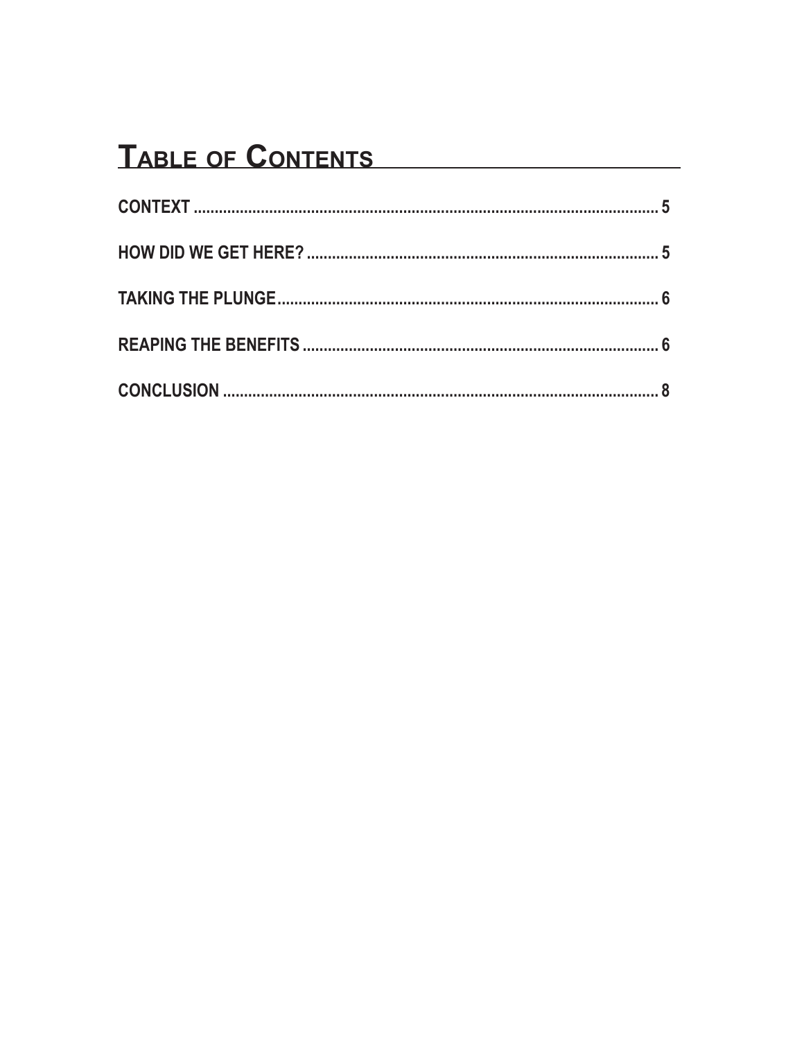# Table of Contents

CONTEXT .......................................................................................................... 5

HOW DID WE GET HERE? ................................................................................ 5

TAKING THE PLUNGE ...................................................................................... 6

REAPING THE BENEFITS ................................................................................. 6

CONCLUSION .................................................................................................... 8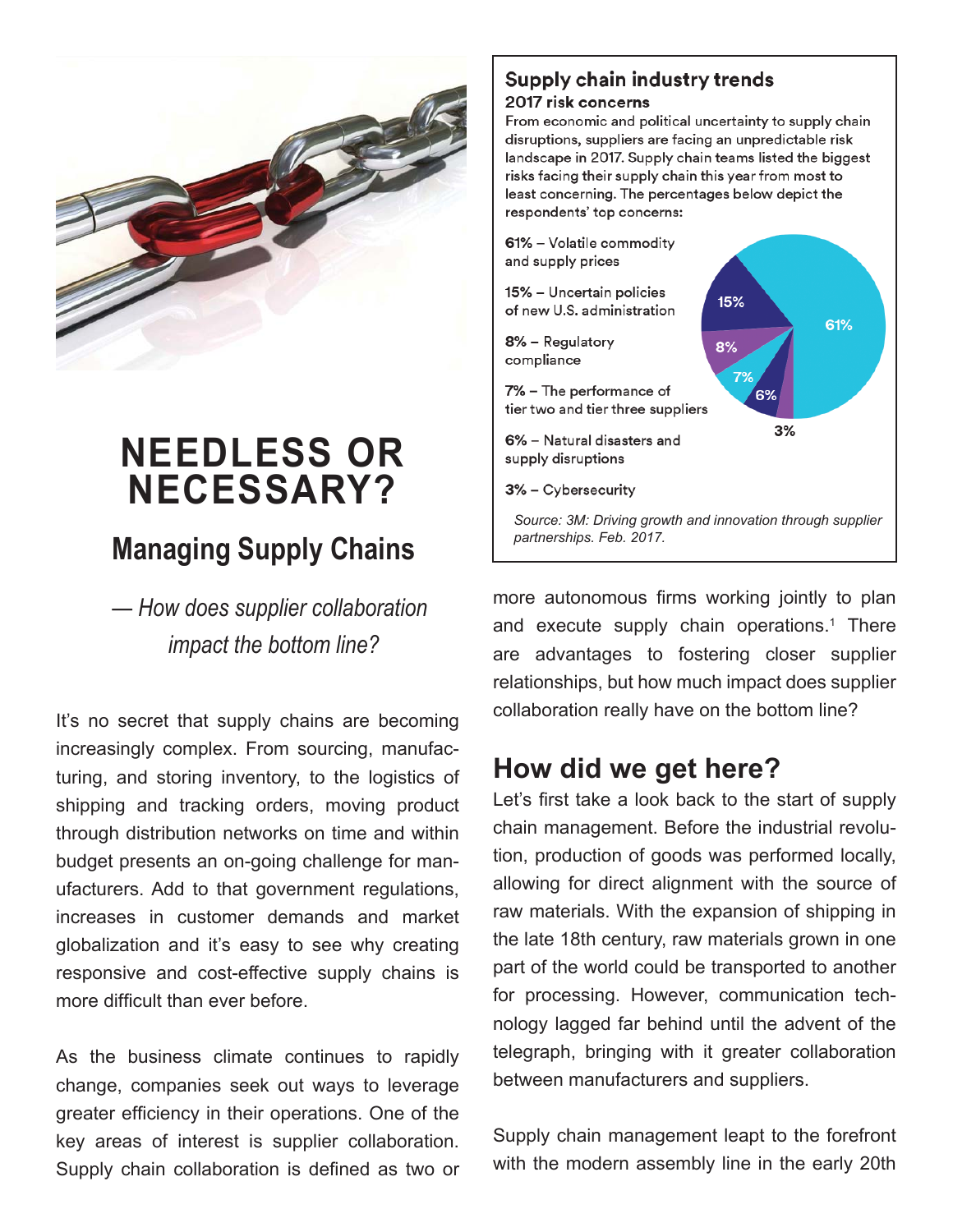# NEEDLESS OR NECESSARY?

## Managing Supply Chains

*— How does supplier collaboration impact the bottom line?*

It's no secret that supply chains are becoming increasingly complex. From sourcing, manufacturing, and storing inventory, to the logistics of shipping and tracking orders, moving product through distribution networks on time and within budget presents an on-going challenge for manufacturers. Add to that government regulations, increases in customer demands and market globalization and it's easy to see why creating responsive and cost-effective supply chains is more difficult than ever before.

As the business climate continues to rapidly change, companies seek out ways to leverage greater efficiency in their operations. One of the key areas of interest is supplier collaboration. Supply chain collaboration is defined as two or more autonomous firms working jointly to plan and execute supply chain operations.[1] There are advantages to fostering closer supplier relationships, but how much impact does supplier collaboration really have on the bottom line?

### Supply chain industry trends

**2017 risk concerns**

From economic and political uncertainty to supply chain disruptions, suppliers are facing an unpredictable risk landscape in 2017. Supply chain teams listed the biggest risks facing their supply chain this year from most to least concerning. The percentages below depict the respondents' top concerns:

- **61%** – Volatile commodity and supply prices
- **15%** – Uncertain policies of new U.S. administration
- **8%** – Regulatory compliance
- **7%** – The performance of tier two and tier three suppliers
- **6%** – Natural disasters and supply disruptions
- **3%** – Cybersecurity

*Source: 3M: Driving growth and innovation through supplier partnerships. Feb. 2017.*

## How did we get here?

Let's first take a look back to the start of supply chain management. Before the industrial revolution, production of goods was performed locally, allowing for direct alignment with the source of raw materials. With the expansion of shipping in the late 18th century, raw materials grown in one part of the world could be transported to another for processing. However, communication technology lagged far behind until the advent of the telegraph, bringing with it greater collaboration between manufacturers and suppliers.

Supply chain management leapt to the forefront with the modern assembly line in the early 20th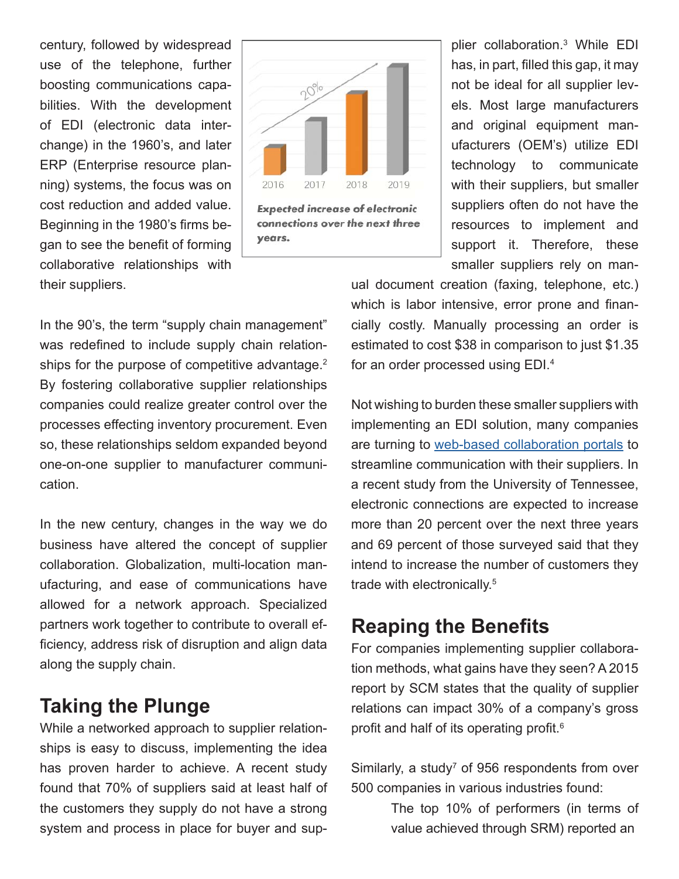century, followed by widespread use of the telephone, further boosting communications capabilities. With the development of EDI (electronic data interchange) in the 1960's, and later ERP (Enterprise resource planning) systems, the focus was on cost reduction and added value. Beginning in the 1980's firms began to see the benefit of forming collaborative relationships with their suppliers.

*Expected increase of electronic connections over the next three years.*

In the 90's, the term "supply chain management" was redefined to include supply chain relationships for the purpose of competitive advantage.[2] By fostering collaborative supplier relationships companies could realize greater control over the processes effecting inventory procurement. Even so, these relationships seldom expanded beyond one-on-one supplier to manufacturer communication.

In the new century, changes in the way we do business have altered the concept of supplier collaboration. Globalization, multi-location manufacturing, and ease of communications have allowed for a network approach. Specialized partners work together to contribute to overall efficiency, address risk of disruption and align data along the supply chain.

## Taking the Plunge

While a networked approach to supplier relationships is easy to discuss, implementing the idea has proven harder to achieve. A recent study found that 70% of suppliers said at least half of the customers they supply do not have a strong system and process in place for buyer and supplier collaboration.[3] While EDI has, in part, filled this gap, it may not be ideal for all supplier levels. Most large manufacturers and original equipment manufacturers (OEM's) utilize EDI technology to communicate with their suppliers, but smaller suppliers often do not have the resources to implement and support it. Therefore, these smaller suppliers rely on manual document creation (faxing, telephone, etc.) which is labor intensive, error prone and financially costly. Manually processing an order is estimated to cost $38 in comparison to just $1.35 for an order processed using EDI.[4]

Not wishing to burden these smaller suppliers with implementing an EDI solution, many companies are turning to web-based collaboration portals to streamline communication with their suppliers. In a recent study from the University of Tennessee, electronic connections are expected to increase more than 20 percent over the next three years and 69 percent of those surveyed said that they intend to increase the number of customers they trade with electronically.[5]

## Reaping the Benefits

For companies implementing supplier collaboration methods, what gains have they seen? A 2015 report by SCM states that the quality of supplier relations can impact 30% of a company's gross profit and half of its operating profit.[6]

Similarly, a study[7] of 956 respondents from over 500 companies in various industries found:

> The top 10% of performers (in terms of value achieved through SRM) reported an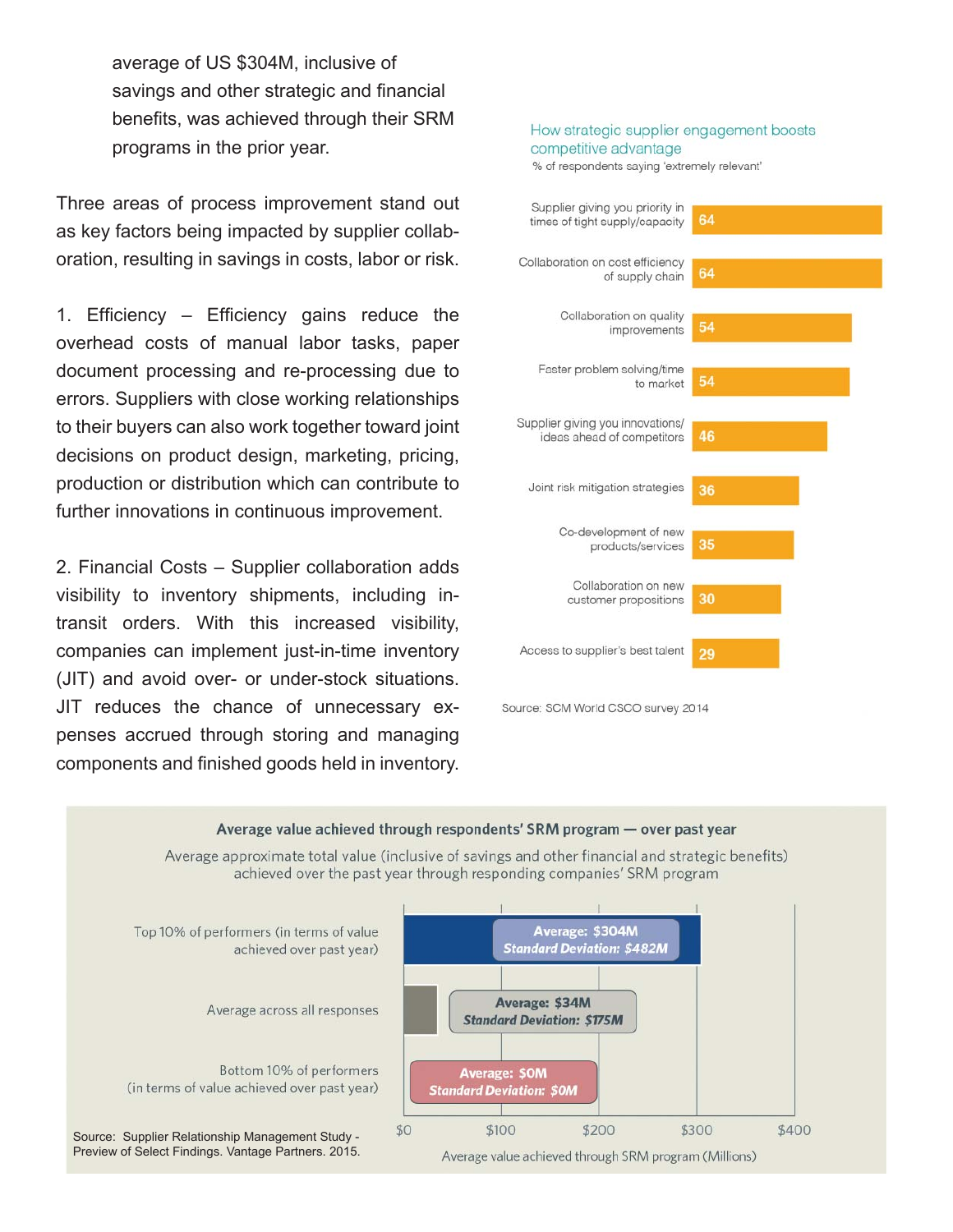average of US $304M, inclusive of savings and other strategic and financial benefits, was achieved through their SRM programs in the prior year.

Three areas of process improvement stand out as key factors being impacted by supplier collaboration, resulting in savings in costs, labor or risk.

1. Efficiency – Efficiency gains reduce the overhead costs of manual labor tasks, paper document processing and re-processing due to errors. Suppliers with close working relationships to their buyers can also work together toward joint decisions on product design, marketing, pricing, production or distribution which can contribute to further innovations in continuous improvement.

2. Financial Costs – Supplier collaboration adds visibility to inventory shipments, including in-transit orders. With this increased visibility, companies can implement just-in-time inventory (JIT) and avoid over- or under-stock situations. JIT reduces the chance of unnecessary expenses accrued through storing and managing components and finished goods held in inventory.

**How strategic supplier engagement boosts competitive advantage**

% of respondents saying 'extremely relevant'

| Factor | % |
|---|---|
| Supplier giving you priority in times of tight supply/capacity | 64 |
| Collaboration on cost efficiency of supply chain | 64 |
| Collaboration on quality improvements | 54 |
| Faster problem solving/time to market | 54 |
| Supplier giving you innovations/ideas ahead of competitors | 46 |
| Joint risk mitigation strategies | 36 |
| Co-development of new products/services | 35 |
| Collaboration on new customer propositions | 30 |
| Access to supplier's best talent | 29 |

Source: SCM World CSCO survey 2014

**Average value achieved through respondents' SRM program — over past year**

Average approximate total value (inclusive of savings and other financial and strategic benefits) achieved over the past year through responding companies' SRM program

| Group | Average | Standard Deviation |
|---|---|---|
| Top 10% of performers (in terms of value achieved over past year) | $304M | $482M |
| Average across all responses | $34M | $175M |
| Bottom 10% of performers (in terms of value achieved over past year) | $0M | $0M |

Average value achieved through SRM program (Millions)

Source: Supplier Relationship Management Study - Preview of Select Findings. Vantage Partners. 2015.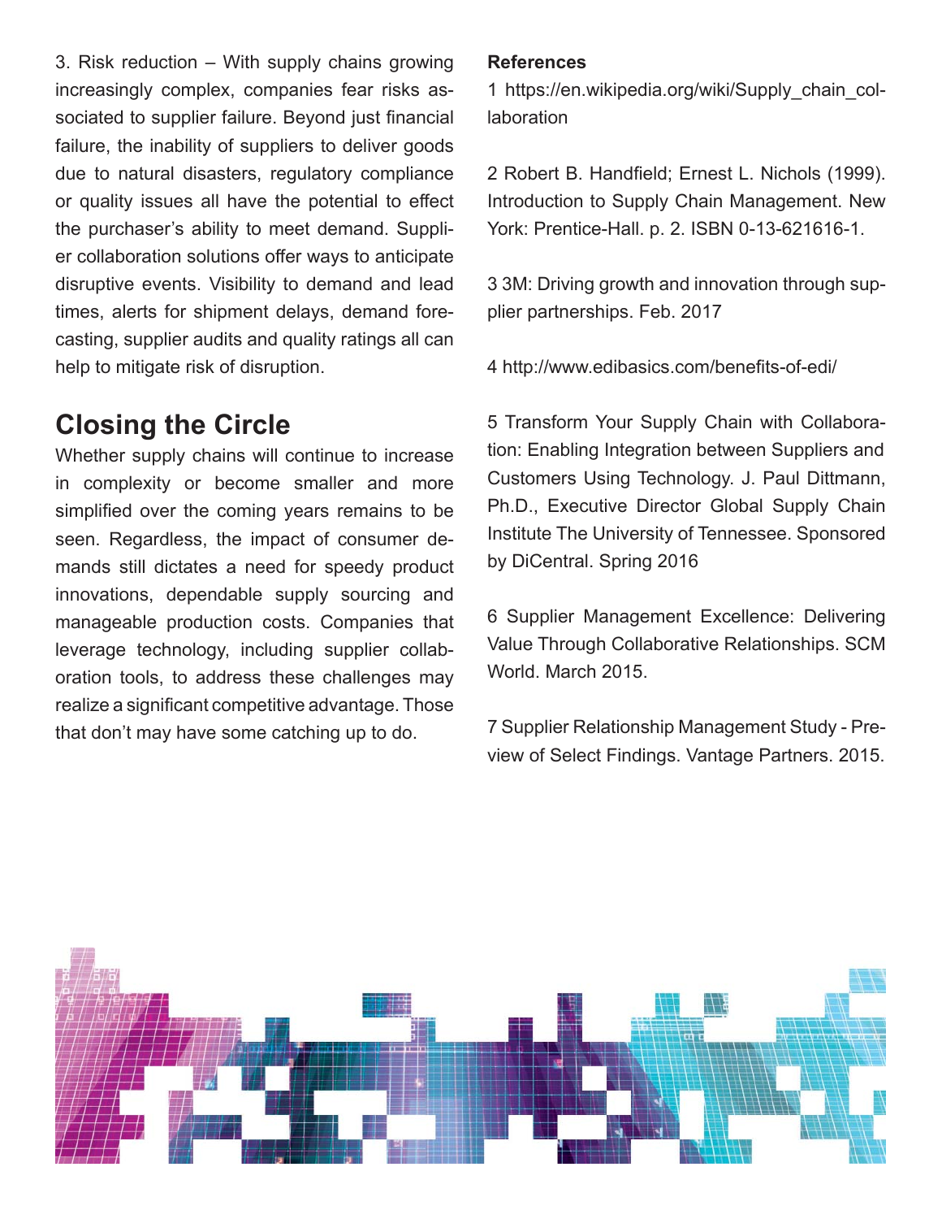3. Risk reduction – With supply chains growing increasingly complex, companies fear risks associated to supplier failure. Beyond just financial failure, the inability of suppliers to deliver goods due to natural disasters, regulatory compliance or quality issues all have the potential to effect the purchaser's ability to meet demand. Supplier collaboration solutions offer ways to anticipate disruptive events. Visibility to demand and lead times, alerts for shipment delays, demand forecasting, supplier audits and quality ratings all can help to mitigate risk of disruption.

## Closing the Circle

Whether supply chains will continue to increase in complexity or become smaller and more simplified over the coming years remains to be seen. Regardless, the impact of consumer demands still dictates a need for speedy product innovations, dependable supply sourcing and manageable production costs. Companies that leverage technology, including supplier collaboration tools, to address these challenges may realize a significant competitive advantage. Those that don't may have some catching up to do.

**References**

1 https://en.wikipedia.org/wiki/Supply_chain_collaboration

2 Robert B. Handfield; Ernest L. Nichols (1999). Introduction to Supply Chain Management. New York: Prentice-Hall. p. 2. ISBN 0-13-621616-1.

3 3M: Driving growth and innovation through supplier partnerships. Feb. 2017

4 http://www.edibasics.com/benefits-of-edi/

5 Transform Your Supply Chain with Collaboration: Enabling Integration between Suppliers and Customers Using Technology. J. Paul Dittmann, Ph.D., Executive Director Global Supply Chain Institute The University of Tennessee. Sponsored by DiCentral. Spring 2016

6 Supplier Management Excellence: Delivering Value Through Collaborative Relationships. SCM World. March 2015.

7 Supplier Relationship Management Study - Preview of Select Findings. Vantage Partners. 2015.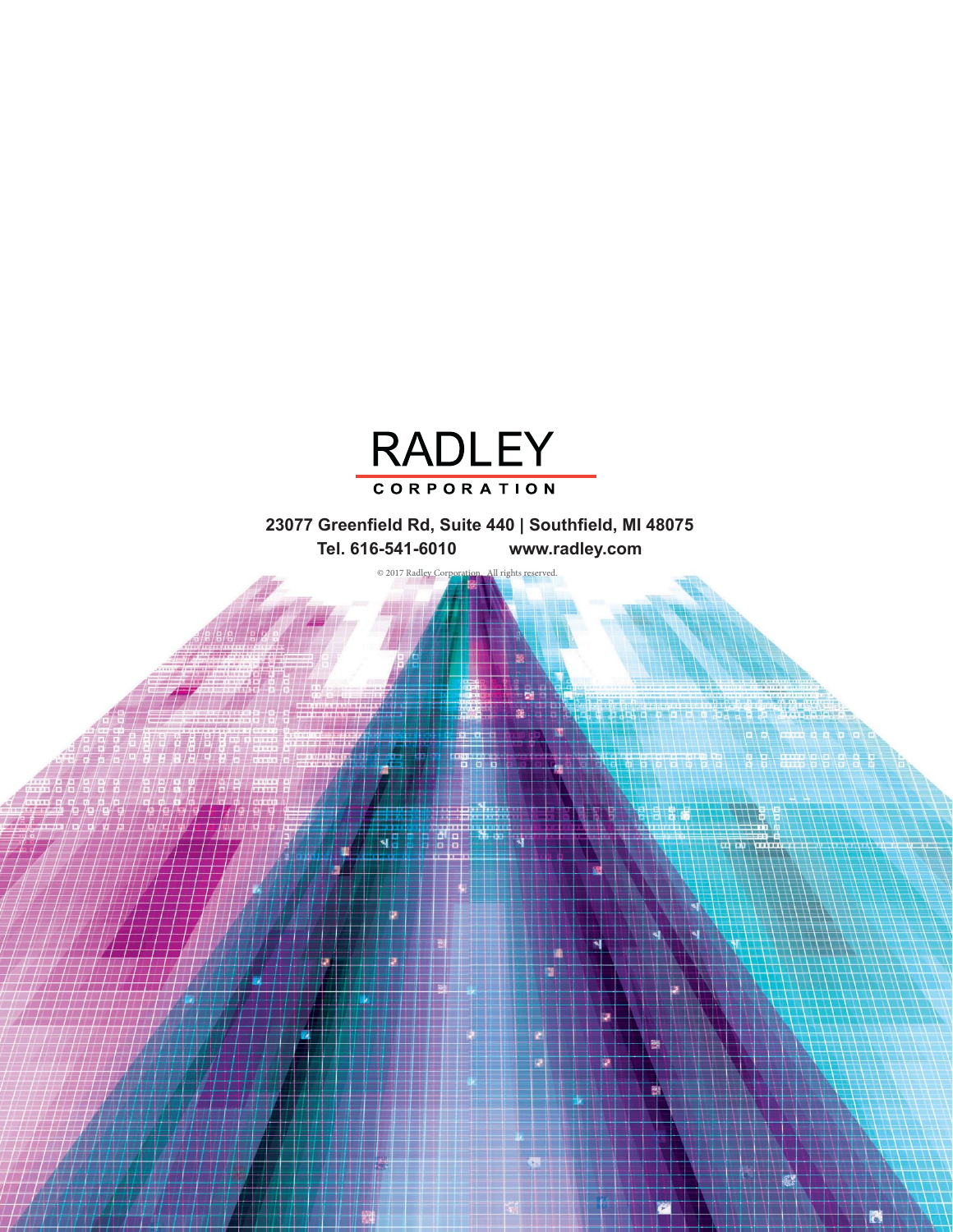RADLEY

CORPORATION

**23077 Greenfield Rd, Suite 440 | Southfield, MI 48075**

**Tel. 616-541-6010 www.radley.com**

© 2017 Radley Corporation. All rights reserved.